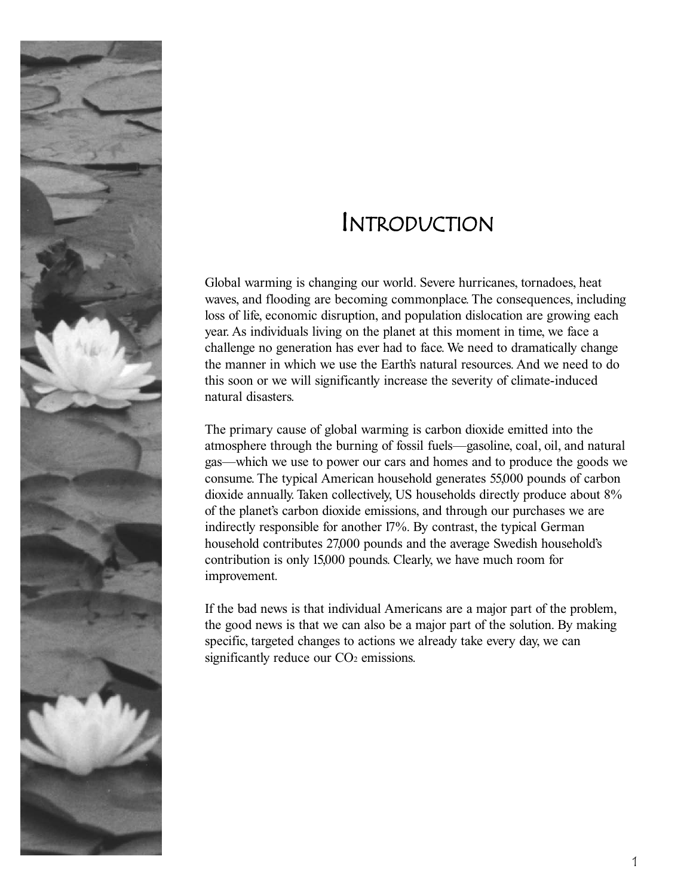# Introduction

Global warming is changing our world. Severe hurricanes, tornadoes, heat waves, and flooding are becoming commonplace. The consequences, including loss of life, economic disruption, and population dislocation are growing each year. As individuals living on the planet at this moment in time, we face a challenge no generation has ever had to face. We need to dramatically change the manner in which we use the Earth's natural resources. And we need to do this soon or we will significantly increase the severity of climate-induced natural disasters.

The primary cause of global warming is carbon dioxide emitted into the atmosphere through the burning of fossil fuels—gasoline, coal, oil, and natural gas—which we use to power our cars and homes and to produce the goods we consume. The typical American household generates 55,000 pounds of carbon dioxide annually. Taken collectively, US households directly produce about 8% of the planet's carbon dioxide emissions, and through our purchases we are indirectly responsible for another 17%. By contrast, the typical German household contributes 27,000 pounds and the average Swedish household's contribution is only 15,000 pounds. Clearly, we have much room for improvement.

If the bad news is that individual Americans are a major part of the problem, the good news is that we can also be a major part of the solution. By making specific, targeted changes to actions we already take every day, we can significantly reduce our $CO_2$ emissions.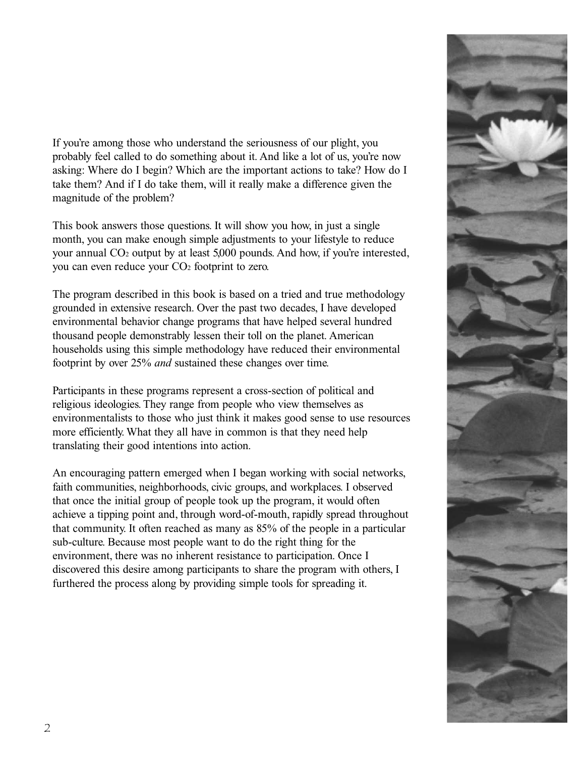If you're among those who understand the seriousness of our plight, you probably feel called to do something about it. And like a lot of us, you're now asking: Where do I begin? Which are the important actions to take? How do I take them? And if I do take them, will it really make a difference given the magnitude of the problem?

This book answers those questions. It will show you how, in just a single month, you can make enough simple adjustments to your lifestyle to reduce your annual $CO_2$ output by at least 5,000 pounds. And how, if you're interested, you can even reduce your $CO_2$ footprint to zero.

The program described in this book is based on a tried and true methodology grounded in extensive research. Over the past two decades, I have developed environmental behavior change programs that have helped several hundred thousand people demonstrably lessen their toll on the planet. American households using this simple methodology have reduced their environmental footprint by over 25% *and* sustained these changes over time.

Participants in these programs represent a cross-section of political and religious ideologies. They range from people who view themselves as environmentalists to those who just think it makes good sense to use resources more efficiently. What they all have in common is that they need help translating their good intentions into action.

An encouraging pattern emerged when I began working with social networks, faith communities, neighborhoods, civic groups, and workplaces. I observed that once the initial group of people took up the program, it would often achieve a tipping point and, through word-of-mouth, rapidly spread throughout that community. It often reached as many as 85% of the people in a particular sub-culture. Because most people want to do the right thing for the environment, there was no inherent resistance to participation. Once I discovered this desire among participants to share the program with others, I furthered the process along by providing simple tools for spreading it.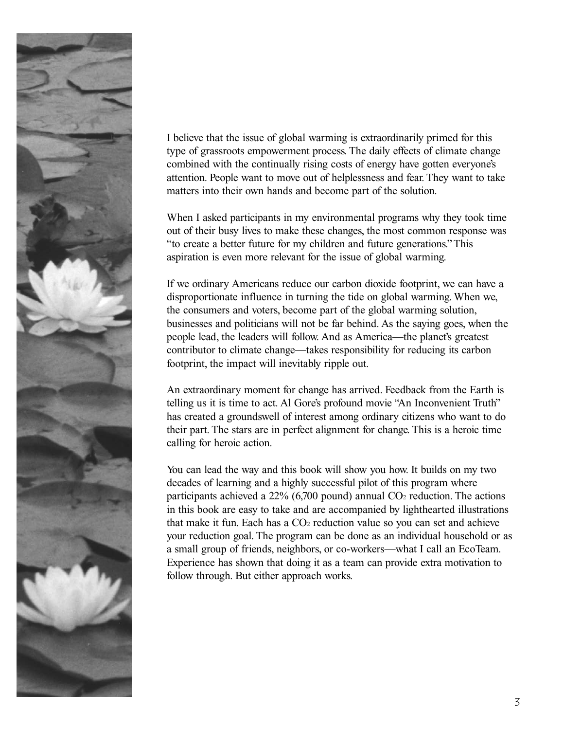I believe that the issue of global warming is extraordinarily primed for this type of grassroots empowerment process. The daily effects of climate change combined with the continually rising costs of energy have gotten everyone's attention. People want to move out of helplessness and fear. They want to take matters into their own hands and become part of the solution.

When I asked participants in my environmental programs why they took time out of their busy lives to make these changes, the most common response was "to create a better future for my children and future generations." This aspiration is even more relevant for the issue of global warming.

If we ordinary Americans reduce our carbon dioxide footprint, we can have a disproportionate influence in turning the tide on global warming. When we, the consumers and voters, become part of the global warming solution, businesses and politicians will not be far behind. As the saying goes, when the people lead, the leaders will follow. And as America—the planet's greatest contributor to climate change—takes responsibility for reducing its carbon footprint, the impact will inevitably ripple out.

An extraordinary moment for change has arrived. Feedback from the Earth is telling us it is time to act. Al Gore's profound movie "An Inconvenient Truth" has created a groundswell of interest among ordinary citizens who want to do their part. The stars are in perfect alignment for change. This is a heroic time calling for heroic action.

You can lead the way and this book will show you how. It builds on my two decades of learning and a highly successful pilot of this program where participants achieved a 22% (6,700 pound) annual $CO_2$ reduction. The actions in this book are easy to take and are accompanied by lighthearted illustrations that make it fun. Each has a $CO_2$ reduction value so you can set and achieve your reduction goal. The program can be done as an individual household or as a small group of friends, neighbors, or co-workers—what I call an EcoTeam. Experience has shown that doing it as a team can provide extra motivation to follow through. But either approach works.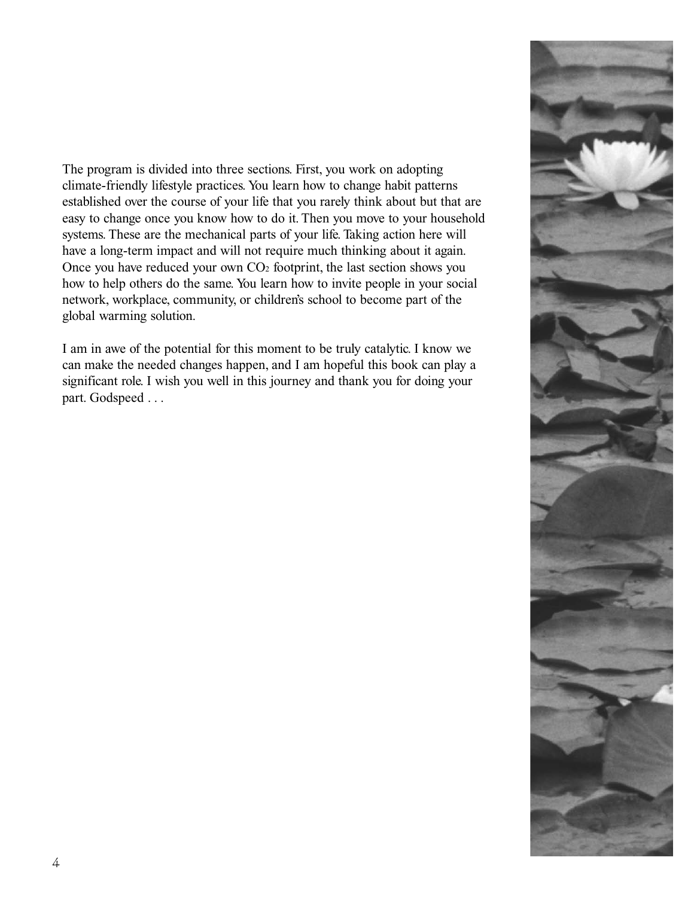The program is divided into three sections. First, you work on adopting climate-friendly lifestyle practices. You learn how to change habit patterns established over the course of your life that you rarely think about but that are easy to change once you know how to do it. Then you move to your household systems. These are the mechanical parts of your life. Taking action here will have a long-term impact and will not require much thinking about it again. Once you have reduced your own $CO_2$ footprint, the last section shows you how to help others do the same. You learn how to invite people in your social network, workplace, community, or children's school to become part of the global warming solution.

I am in awe of the potential for this moment to be truly catalytic. I know we can make the needed changes happen, and I am hopeful this book can play a significant role. I wish you well in this journey and thank you for doing your part. Godspeed . . .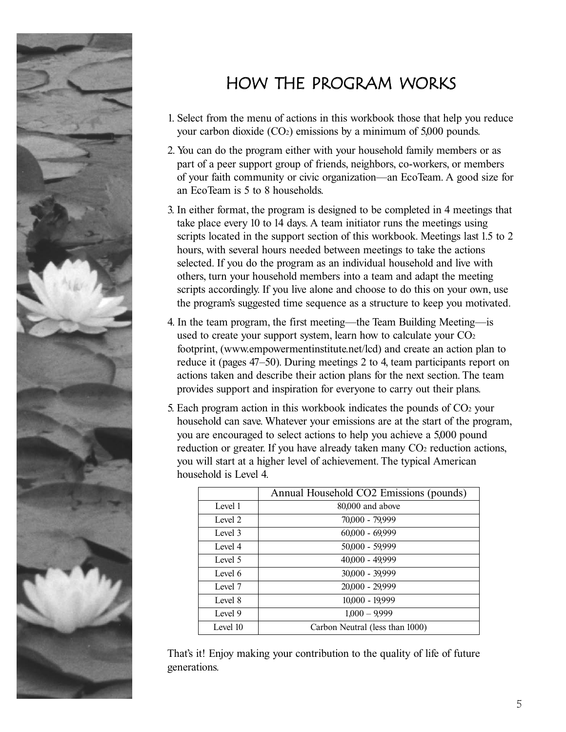# HOW THE PROGRAM WORKS

1. Select from the menu of actions in this workbook those that help you reduce your carbon dioxide ($CO_2$) emissions by a minimum of 5,000 pounds.
2. You can do the program either with your household family members or as part of a peer support group of friends, neighbors, co-workers, or members of your faith community or civic organization—an EcoTeam. A good size for an EcoTeam is 5 to 8 households.
3. In either format, the program is designed to be completed in 4 meetings that take place every 10 to 14 days. A team initiator runs the meetings using scripts located in the support section of this workbook. Meetings last 1.5 to 2 hours, with several hours needed between meetings to take the actions selected. If you do the program as an individual household and live with others, turn your household members into a team and adapt the meeting scripts accordingly. If you live alone and choose to do this on your own, use the program's suggested time sequence as a structure to keep you motivated.
4. In the team program, the first meeting—the Team Building Meeting—is used to create your support system, learn how to calculate your $CO_2$ footprint, (www.empowermentinstitute.net/lcd) and create an action plan to reduce it (pages 47–50). During meetings 2 to 4, team participants report on actions taken and describe their action plans for the next section. The team provides support and inspiration for everyone to carry out their plans.
5. Each program action in this workbook indicates the pounds of $CO_2$ your household can save. Whatever your emissions are at the start of the program, you are encouraged to select actions to help you achieve a 5,000 pound reduction or greater. If you have already taken many $CO_2$ reduction actions, you will start at a higher level of achievement. The typical American household is Level 4.

| | Annual Household CO2 Emissions (pounds) |
|---|---|
| Level 1 | 80,000 and above |
| Level 2 | 70,000 - 79,999 |
| Level 3 | 60,000 - 69,999 |
| Level 4 | 50,000 - 59,999 |
| Level 5 | 40,000 - 49,999 |
| Level 6 | 30,000 - 39,999 |
| Level 7 | 20,000 - 29,999 |
| Level 8 | 10,000 - 19,999 |
| Level 9 | 1,000 – 9,999 |
| Level 10 | Carbon Neutral (less than 1000) |

That's it! Enjoy making your contribution to the quality of life of future generations.